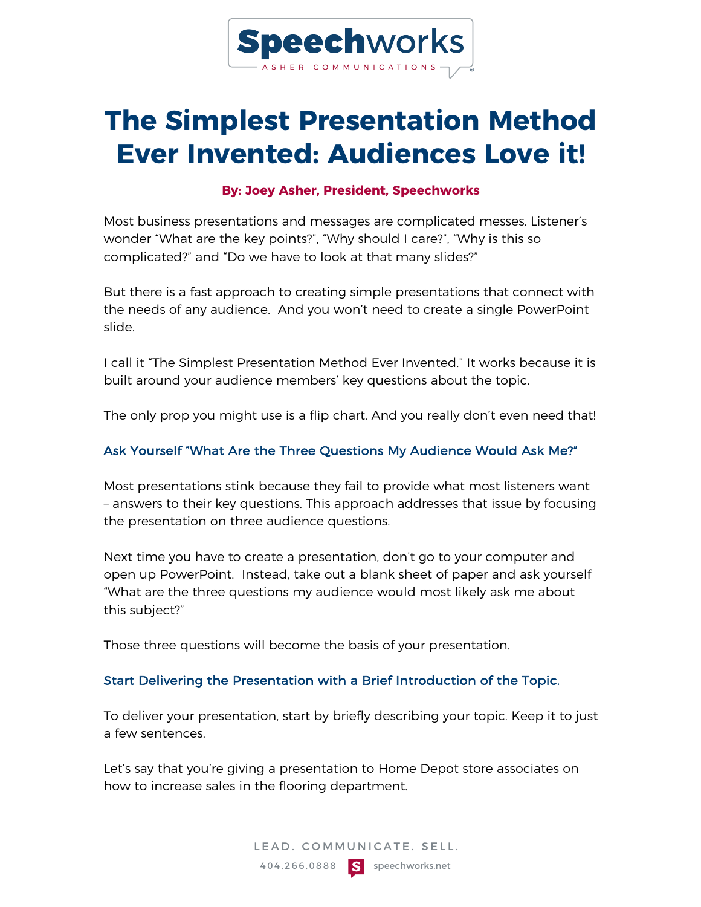# The Simplest Presentation Method Ever Invented: Audiences Love it!

**By: Joey Asher, President, Speechworks**

Most business presentations and messages are complicated messes. Listener's wonder "What are the key points?", "Why should I care?", "Why is this so complicated?" and "Do we have to look at that many slides?"

But there is a fast approach to creating simple presentations that connect with the needs of any audience. And you won't need to create a single PowerPoint slide.

I call it "The Simplest Presentation Method Ever Invented." It works because it is built around your audience members' key questions about the topic.

The only prop you might use is a flip chart. And you really don't even need that!

### Ask Yourself "What Are the Three Questions My Audience Would Ask Me?"

Most presentations stink because they fail to provide what most listeners want – answers to their key questions. This approach addresses that issue by focusing the presentation on three audience questions.

Next time you have to create a presentation, don't go to your computer and open up PowerPoint. Instead, take out a blank sheet of paper and ask yourself "What are the three questions my audience would most likely ask me about this subject?"

Those three questions will become the basis of your presentation.

### Start Delivering the Presentation with a Brief Introduction of the Topic.

To deliver your presentation, start by briefly describing your topic. Keep it to just a few sentences.

Let's say that you're giving a presentation to Home Depot store associates on how to increase sales in the flooring department.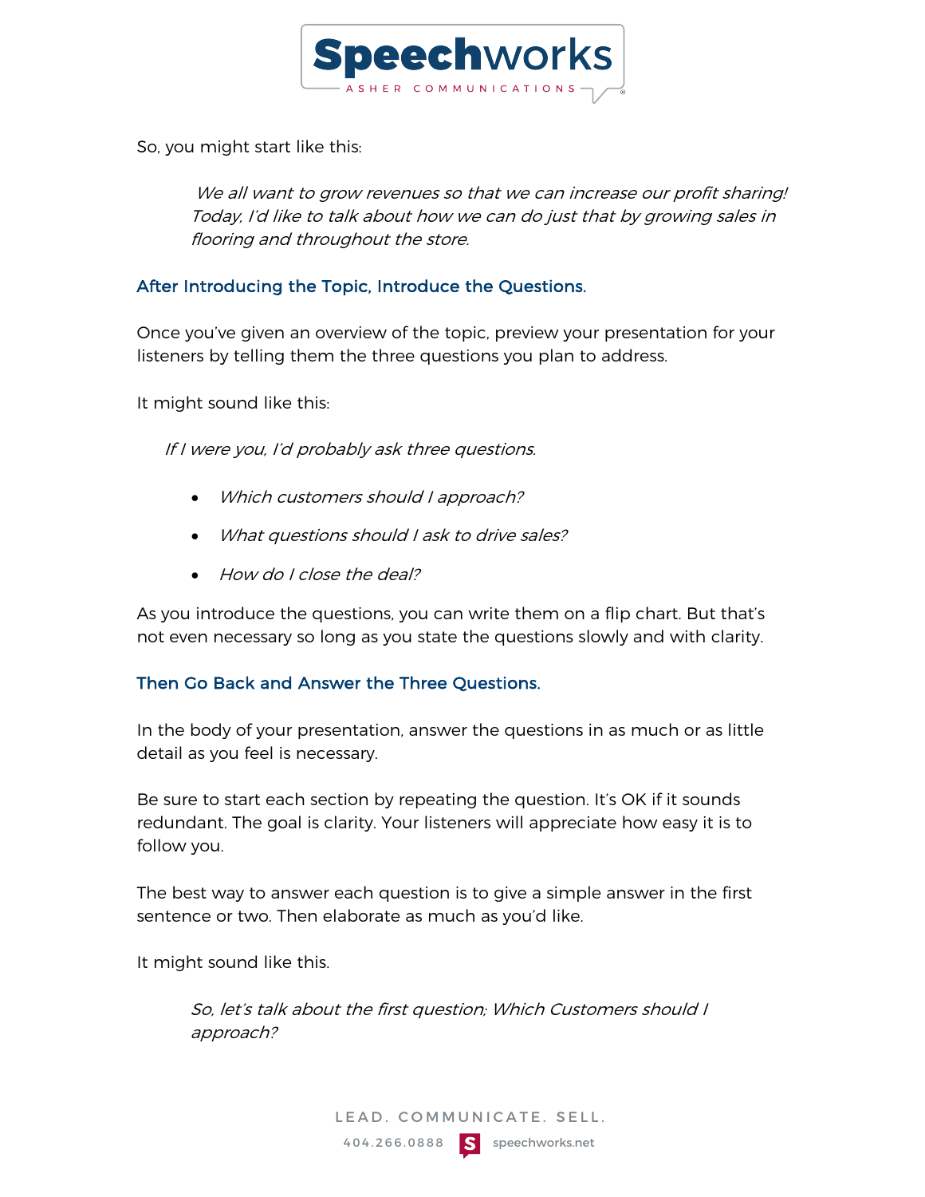So, you might start like this:

> *We all want to grow revenues so that we can increase our profit sharing! Today, I'd like to talk about how we can do just that by growing sales in flooring and throughout the store.*

### After Introducing the Topic, Introduce the Questions.

Once you've given an overview of the topic, preview your presentation for your listeners by telling them the three questions you plan to address.

It might sound like this:

> *If I were you, I'd probably ask three questions.*
>
> - *Which customers should I approach?*
> - *What questions should I ask to drive sales?*
> - *How do I close the deal?*

As you introduce the questions, you can write them on a flip chart. But that's not even necessary so long as you state the questions slowly and with clarity.

### Then Go Back and Answer the Three Questions.

In the body of your presentation, answer the questions in as much or as little detail as you feel is necessary.

Be sure to start each section by repeating the question. It's OK if it sounds redundant. The goal is clarity. Your listeners will appreciate how easy it is to follow you.

The best way to answer each question is to give a simple answer in the first sentence or two. Then elaborate as much as you'd like.

It might sound like this.

> *So, let's talk about the first question; Which Customers should I approach?*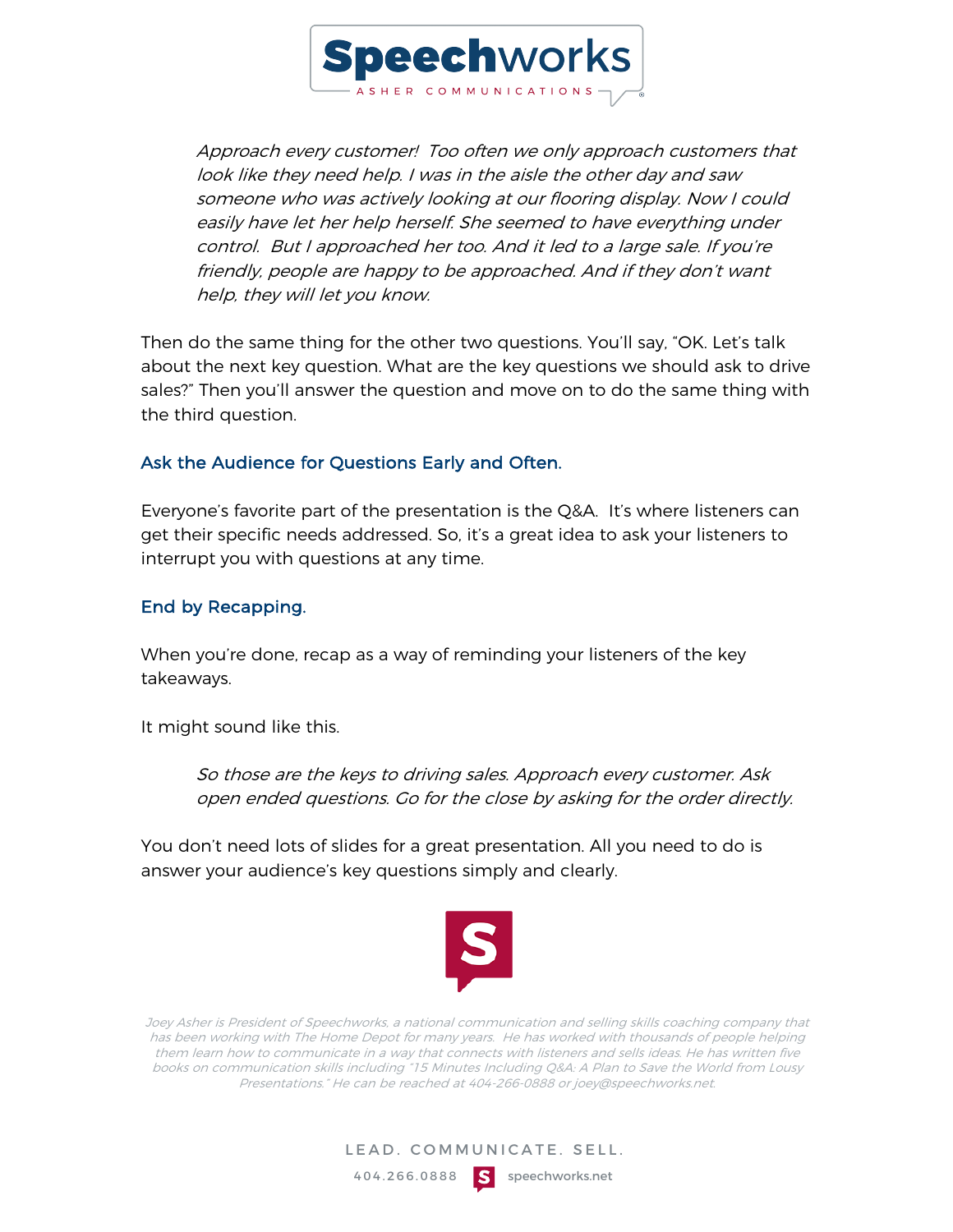*Approach every customer! Too often we only approach customers that look like they need help. I was in the aisle the other day and saw someone who was actively looking at our flooring display. Now I could easily have let her help herself. She seemed to have everything under control. But I approached her too. And it led to a large sale. If you're friendly, people are happy to be approached. And if they don't want help, they will let you know.*

Then do the same thing for the other two questions. You'll say, "OK. Let's talk about the next key question. What are the key questions we should ask to drive sales?" Then you'll answer the question and move on to do the same thing with the third question.

### Ask the Audience for Questions Early and Often.

Everyone's favorite part of the presentation is the Q&A. It's where listeners can get their specific needs addressed. So, it's a great idea to ask your listeners to interrupt you with questions at any time.

### End by Recapping.

When you're done, recap as a way of reminding your listeners of the key takeaways.

It might sound like this.

*So those are the keys to driving sales. Approach every customer. Ask open ended questions. Go for the close by asking for the order directly.*

You don't need lots of slides for a great presentation. All you need to do is answer your audience's key questions simply and clearly.

*Joey Asher is President of Speechworks, a national communication and selling skills coaching company that has been working with The Home Depot for many years. He has worked with thousands of people helping them learn how to communicate in a way that connects with listeners and sells ideas. He has written five books on communication skills including "15 Minutes Including Q&A: A Plan to Save the World from Lousy Presentations." He can be reached at 404-266-0888 or joey@speechworks.net.*